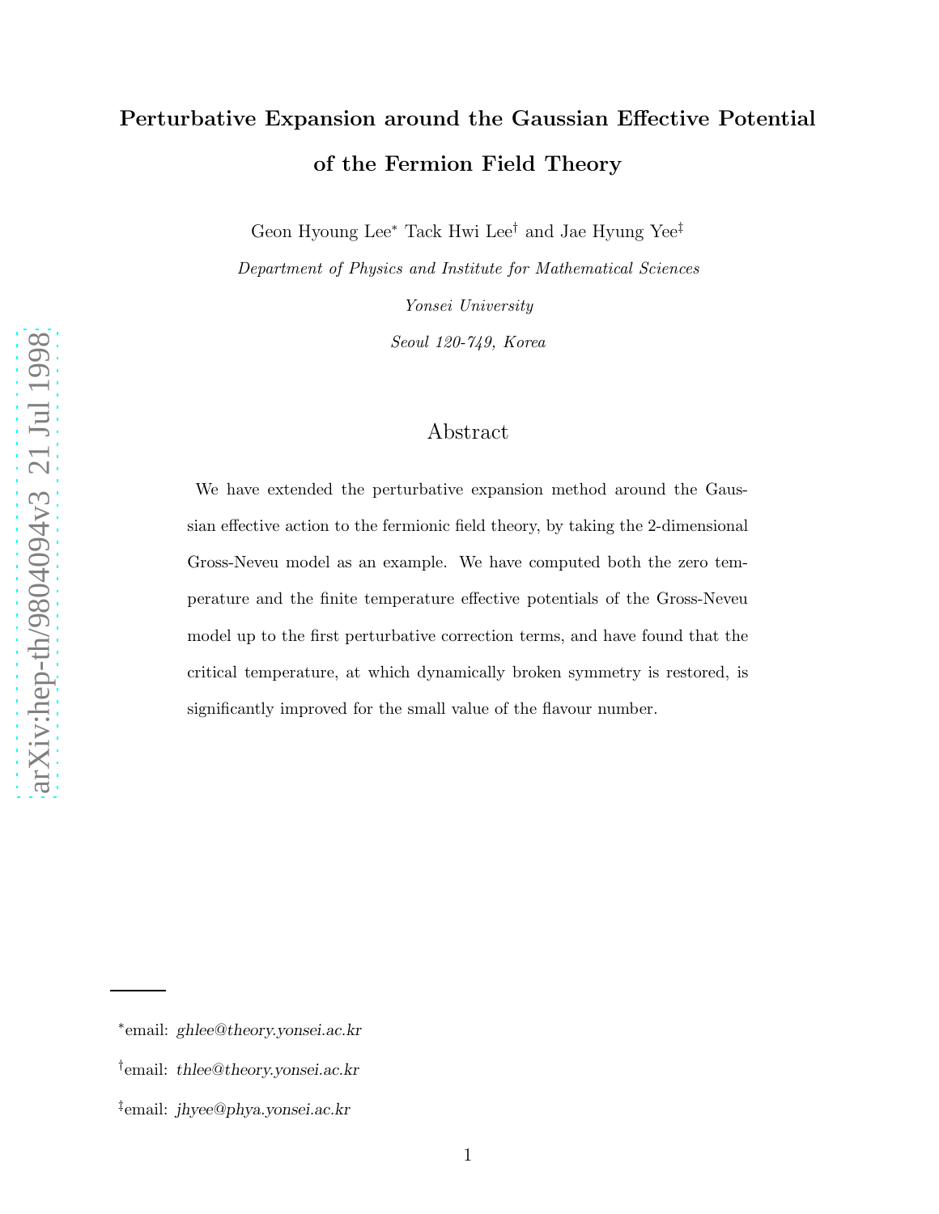# Perturbative Expansion around the Gaussian Effective Potential of the Fermion Field Theory

Geon Hyoung Lee[*] Tack Hwi Lee[†] and Jae Hyung Yee[‡]

*Department of Physics and Institute for Mathematical Sciences*

*Yonsei University*

*Seoul 120-749, Korea*

## Abstract

We have extended the perturbative expansion method around the Gaussian effective action to the fermionic field theory, by taking the 2-dimensional Gross-Neveu model as an example. We have computed both the zero temperature and the finite temperature effective potentials of the Gross-Neveu model up to the first perturbative correction terms, and have found that the critical temperature, at which dynamically broken symmetry is restored, is significantly improved for the small value of the flavour number.

---

[*]email: *ghlee@theory.yonsei.ac.kr*

[†]email: *thlee@theory.yonsei.ac.kr*

[‡]email: *jhyee@phya.yonsei.ac.kr*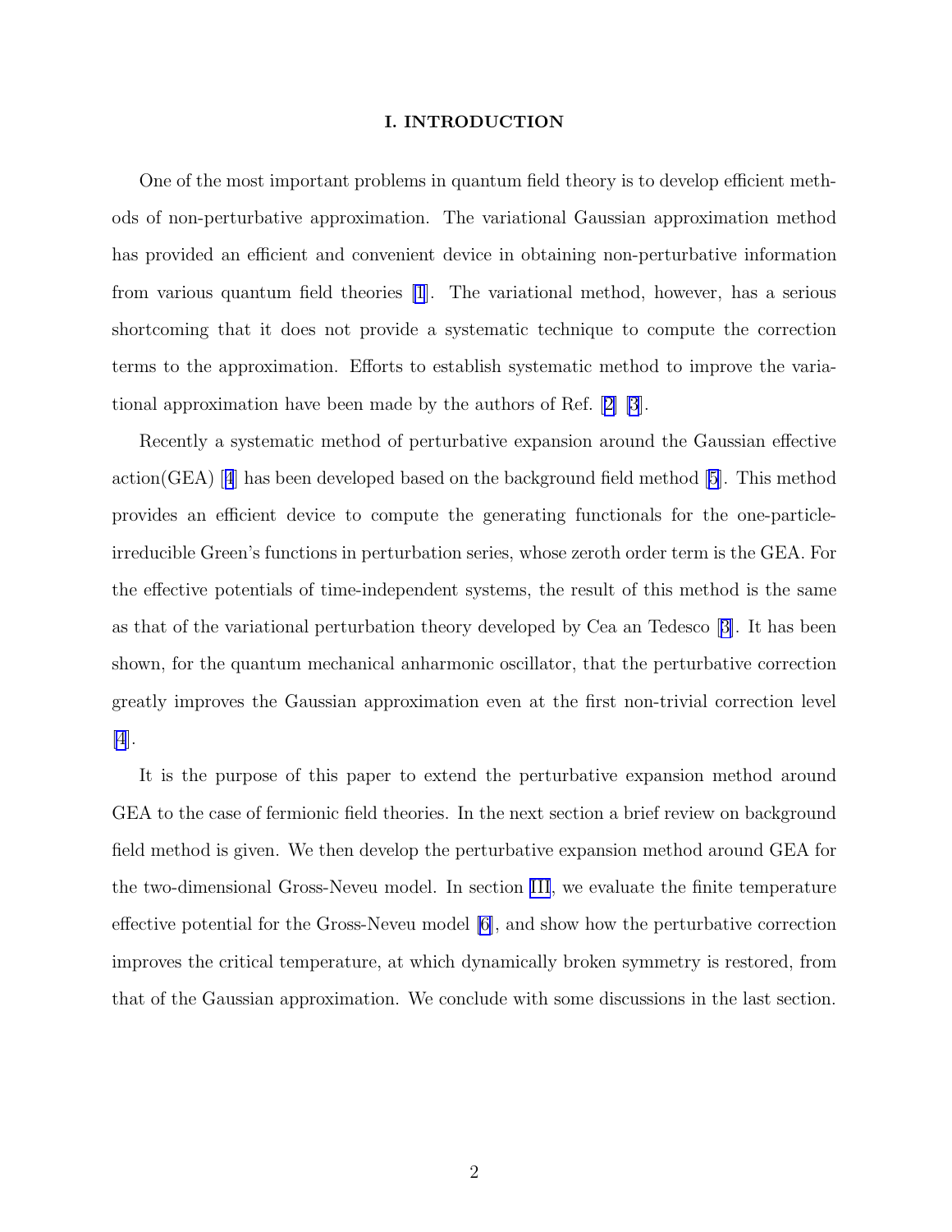## I. INTRODUCTION

One of the most important problems in quantum field theory is to develop efficient methods of non-perturbative approximation. The variational Gaussian approximation method has provided an efficient and convenient device in obtaining non-perturbative information from various quantum field theories [1]. The variational method, however, has a serious shortcoming that it does not provide a systematic technique to compute the correction terms to the approximation. Efforts to establish systematic method to improve the variational approximation have been made by the authors of Ref. [2] [3].

Recently a systematic method of perturbative expansion around the Gaussian effective action(GEA) [4] has been developed based on the background field method [5]. This method provides an efficient device to compute the generating functionals for the one-particle-irreducible Green's functions in perturbation series, whose zeroth order term is the GEA. For the effective potentials of time-independent systems, the result of this method is the same as that of the variational perturbation theory developed by Cea an Tedesco [3]. It has been shown, for the quantum mechanical anharmonic oscillator, that the perturbative correction greatly improves the Gaussian approximation even at the first non-trivial correction level [4].

It is the purpose of this paper to extend the perturbative expansion method around GEA to the case of fermionic field theories. In the next section a brief review on background field method is given. We then develop the perturbative expansion method around GEA for the two-dimensional Gross-Neveu model. In section III, we evaluate the finite temperature effective potential for the Gross-Neveu model [6], and show how the perturbative correction improves the critical temperature, at which dynamically broken symmetry is restored, from that of the Gaussian approximation. We conclude with some discussions in the last section.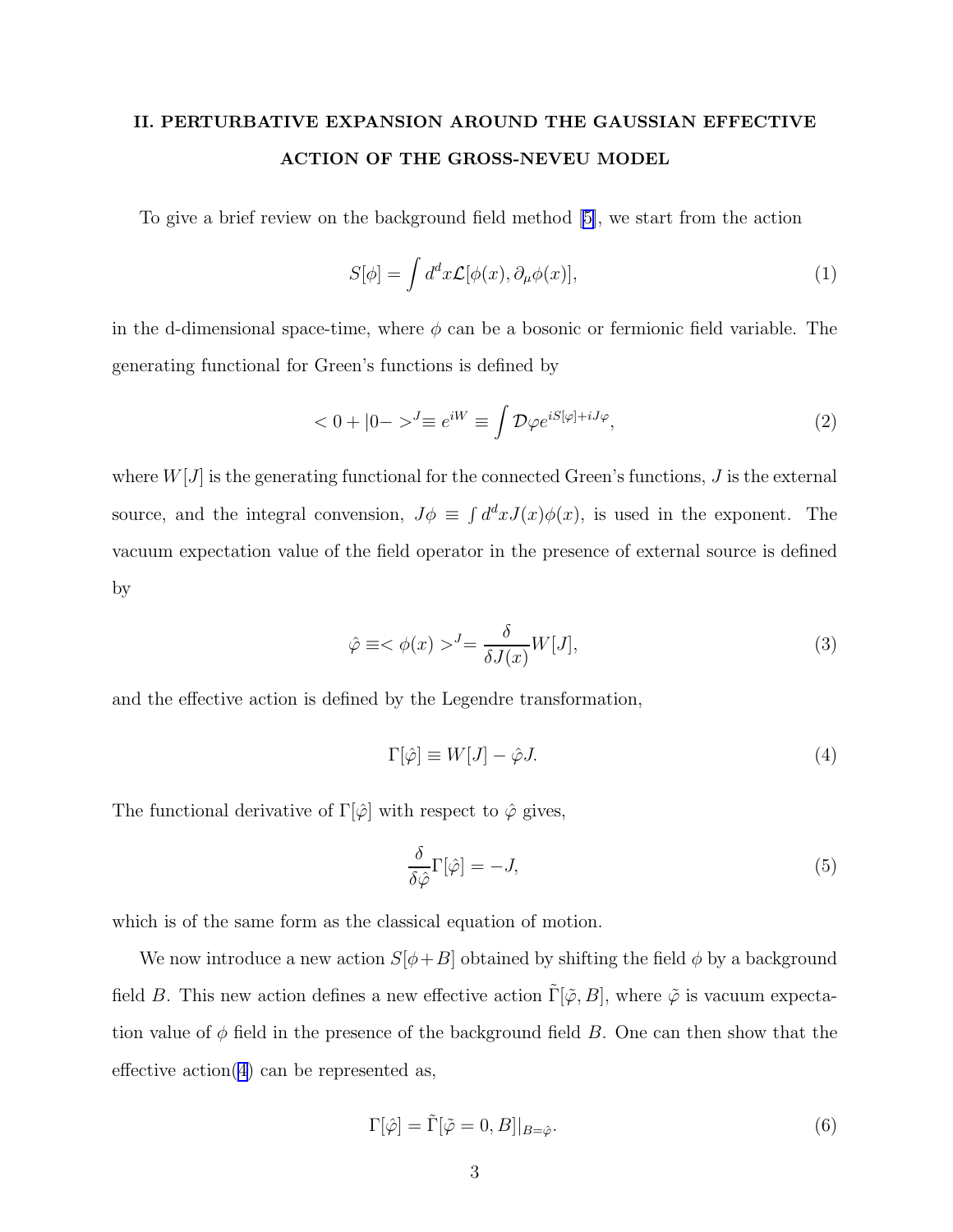## II. PERTURBATIVE EXPANSION AROUND THE GAUSSIAN EFFECTIVE ACTION OF THE GROSS-NEVEU MODEL

To give a brief review on the background field method [5], we start from the action

$$S[\phi] = \int d^d x \mathcal{L}[\phi(x), \partial_\mu \phi(x)], \tag{1}$$

in the d-dimensional space-time, where $\phi$ can be a bosonic or fermionic field variable. The generating functional for Green's functions is defined by

$$< 0+|0- >^J \equiv e^{iW} \equiv \int \mathcal{D}\varphi e^{iS[\varphi]+iJ\varphi}, \tag{2}$$

where $W[J]$ is the generating functional for the connected Green's functions, $J$ is the external source, and the integral convension, $J\phi \equiv \int d^d x J(x)\phi(x)$, is used in the exponent. The vacuum expectation value of the field operator in the presence of external source is defined by

$$\hat{\varphi} \equiv < \phi(x) >^J = \frac{\delta}{\delta J(x)} W[J], \tag{3}$$

and the effective action is defined by the Legendre transformation,

$$\Gamma[\hat{\varphi}] \equiv W[J] - \hat{\varphi} J. \tag{4}$$

The functional derivative of $\Gamma[\hat{\varphi}]$ with respect to $\hat{\varphi}$ gives,

$$\frac{\delta}{\delta \hat{\varphi}} \Gamma[\hat{\varphi}] = -J, \tag{5}$$

which is of the same form as the classical equation of motion.

We now introduce a new action $S[\phi + B]$ obtained by shifting the field $\phi$ by a background field $B$. This new action defines a new effective action $\tilde{\Gamma}[\tilde{\varphi}, B]$, where $\tilde{\varphi}$ is vacuum expectation value of $\phi$ field in the presence of the background field $B$. One can then show that the effective action(4) can be represented as,

$$\Gamma[\hat{\varphi}] = \tilde{\Gamma}[\tilde{\varphi} = 0, B]|_{B=\hat{\varphi}}. \tag{6}$$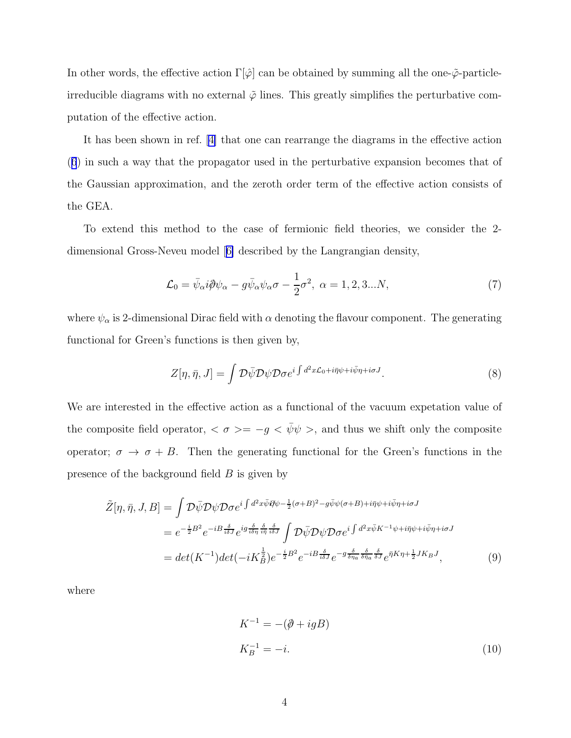In other words, the effective action $\Gamma[\hat{\varphi}]$ can be obtained by summing all the one-$\tilde{\varphi}$-particle-irreducible diagrams with no external $\tilde{\varphi}$ lines. This greatly simplifies the perturbative computation of the effective action.

It has been shown in ref. [4] that one can rearrange the diagrams in the effective action (6) in such a way that the propagator used in the perturbative expansion becomes that of the Gaussian approximation, and the zeroth order term of the effective action consists of the GEA.

To extend this method to the case of fermionic field theories, we consider the 2-dimensional Gross-Neveu model [6] described by the Langrangian density,

$$\mathcal{L}_0 = \bar{\psi}_\alpha i\partial\!\!\!/ \psi_\alpha - g\bar{\psi}_\alpha\psi_\alpha\sigma - \frac{1}{2}\sigma^2,\ \alpha = 1, 2, 3...N, \tag{7}$$

where $\psi_\alpha$ is 2-dimensional Dirac field with $\alpha$ denoting the flavour component. The generating functional for Green's functions is then given by,

$$Z[\eta, \bar{\eta}, J] = \int \mathcal{D}\bar{\psi}\mathcal{D}\psi\mathcal{D}\sigma e^{i\int d^2x\mathcal{L}_0 + i\bar{\eta}\psi + i\bar{\psi}\eta + i\sigma J}. \tag{8}$$

We are interested in the effective action as a functional of the vacuum expetation value of the composite field operator, $<\sigma> = -g <\bar{\psi}\psi>$, and thus we shift only the composite operator; $\sigma \to \sigma + B$. Then the generating functional for the Green's functions in the presence of the background field $B$ is given by

$$\begin{aligned}
\tilde{Z}[\eta, \bar{\eta}, J, B] &= \int \mathcal{D}\bar{\psi}\mathcal{D}\psi\mathcal{D}\sigma e^{i\int d^2x\bar{\psi}i\partial\!\!\!/\psi - \frac{1}{2}(\sigma+B)^2 - g\bar{\psi}\psi(\sigma+B) + i\bar{\eta}\psi + i\bar{\psi}\eta + i\sigma J} \\
&= e^{-\frac{i}{2}B^2} e^{-iB\frac{\delta}{i\delta J}} e^{ig\frac{\delta}{i\delta\eta}\frac{\delta}{i\bar{\eta}}\frac{\delta}{i\delta J}} \int \mathcal{D}\bar{\psi}\mathcal{D}\psi\mathcal{D}\sigma e^{i\int d^2x\bar{\psi}K^{-1}\psi + i\bar{\eta}\psi + i\bar{\psi}\eta + i\sigma J} \\
&= det(K^{-1})det(-iK_B^{\frac{1}{2}})e^{-\frac{i}{2}B^2} e^{-iB\frac{\delta}{i\delta J}} e^{-g\frac{\delta}{\delta\eta_a}\frac{\delta}{\delta\bar{\eta}_a}\frac{\delta}{\delta J}} e^{\bar{\eta}K\eta + \frac{1}{2}JK_BJ},
\end{aligned} \tag{9}$$

where

$$\begin{aligned}
K^{-1} &= -(\partial\!\!\!/ + igB) \\
K_B^{-1} &= -i.
\end{aligned} \tag{10}$$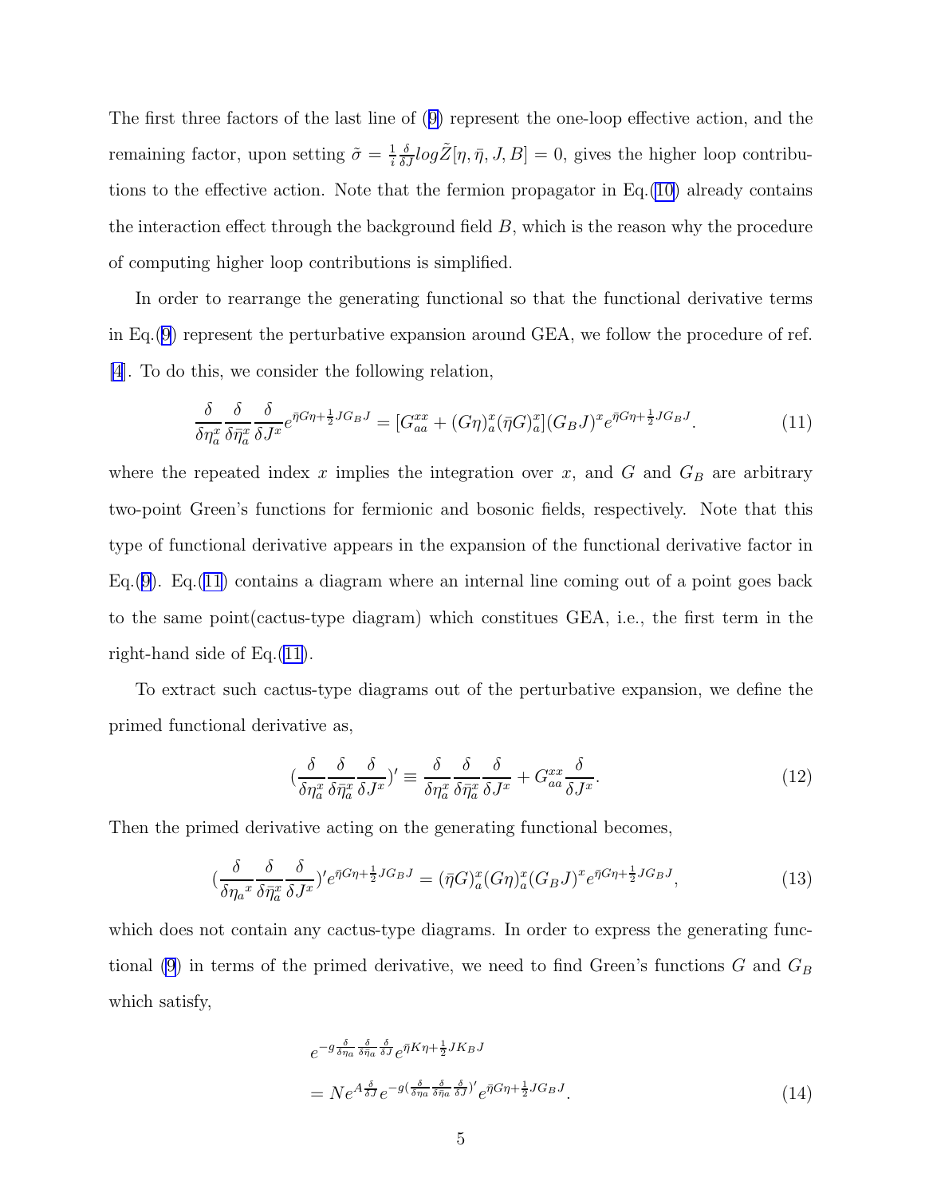The first three factors of the last line of (9) represent the one-loop effective action, and the remaining factor, upon setting $\tilde{\sigma} = \frac{1}{i}\frac{\delta}{\delta J} log \tilde{Z}[\eta, \bar{\eta}, J, B] = 0$, gives the higher loop contributions to the effective action. Note that the fermion propagator in Eq.(10) already contains the interaction effect through the background field $B$, which is the reason why the procedure of computing higher loop contributions is simplified.

In order to rearrange the generating functional so that the functional derivative terms in Eq.(9) represent the perturbative expansion around GEA, we follow the procedure of ref. [4]. To do this, we consider the following relation,

$$\frac{\delta}{\delta \eta_a^x}\frac{\delta}{\delta \bar{\eta}_a^x}\frac{\delta}{\delta J^x} e^{\bar{\eta}G\eta + \frac{1}{2}JG_BJ} = [G_{aa}^{xx} + (G\eta)_a^x(\bar{\eta}G)_a^x](G_BJ)^x e^{\bar{\eta}G\eta + \frac{1}{2}JG_BJ}. \tag{11}$$

where the repeated index $x$ implies the integration over $x$, and $G$ and $G_B$ are arbitrary two-point Green's functions for fermionic and bosonic fields, respectively. Note that this type of functional derivative appears in the expansion of the functional derivative factor in Eq.(9). Eq.(11) contains a diagram where an internal line coming out of a point goes back to the same point(cactus-type diagram) which constitues GEA, i.e., the first term in the right-hand side of Eq.(11).

To extract such cactus-type diagrams out of the perturbative expansion, we define the primed functional derivative as,

$$(\frac{\delta}{\delta \eta_a^x}\frac{\delta}{\delta \bar{\eta}_a^x}\frac{\delta}{\delta J^x})' \equiv \frac{\delta}{\delta \eta_a^x}\frac{\delta}{\delta \bar{\eta}_a^x}\frac{\delta}{\delta J^x} + G_{aa}^{xx}\frac{\delta}{\delta J^x}. \tag{12}$$

Then the primed derivative acting on the generating functional becomes,

$$(\frac{\delta}{\delta {\eta_a}^x}\frac{\delta}{\delta \bar{\eta}_a^x}\frac{\delta}{\delta J^x})' e^{\bar{\eta}G\eta + \frac{1}{2}JG_BJ} = (\bar{\eta}G)_a^x(G\eta)_a^x(G_BJ)^x e^{\bar{\eta}G\eta + \frac{1}{2}JG_BJ}, \tag{13}$$

which does not contain any cactus-type diagrams. In order to express the generating functional (9) in terms of the primed derivative, we need to find Green's functions $G$ and $G_B$ which satisfy,

$$\begin{aligned} & e^{-g\frac{\delta}{\delta \eta_a}\frac{\delta}{\delta \bar{\eta}_a}\frac{\delta}{\delta J}} e^{\bar{\eta}K\eta + \frac{1}{2}JK_BJ} \\ & = N e^{A\frac{\delta}{\delta J}} e^{-g(\frac{\delta}{\delta \eta_a}\frac{\delta}{\delta \bar{\eta}_a}\frac{\delta}{\delta J})'} e^{\bar{\eta}G\eta + \frac{1}{2}JG_BJ}. \end{aligned} \tag{14}$$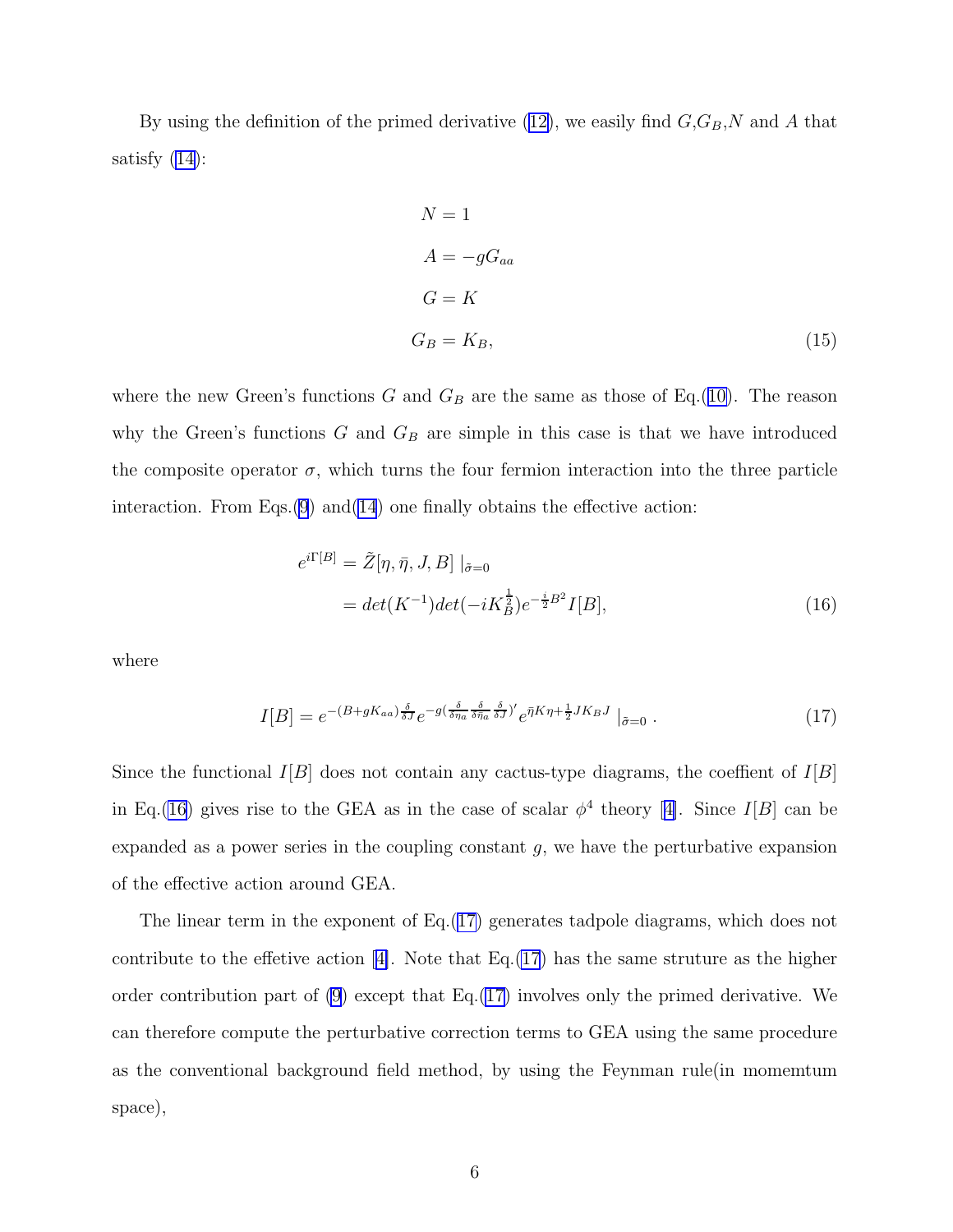By using the definition of the primed derivative (12), we easily find $G$,$G_B$,$N$ and $A$ that satisfy (14):

$$
\begin{aligned}
N &= 1 \\
A &= -gG_{aa} \\
G &= K \\
G_B &= K_B,
\end{aligned}
\tag{15}
$$

where the new Green's functions $G$ and $G_B$ are the same as those of Eq.(10). The reason why the Green's functions $G$ and $G_B$ are simple in this case is that we have introduced the composite operator $\sigma$, which turns the four fermion interaction into the three particle interaction. From Eqs.(9) and(14) one finally obtains the effective action:

$$
\begin{aligned}
e^{i\Gamma[B]} &= \tilde{Z}[\eta, \bar{\eta}, J, B] \mid_{\tilde{\sigma}=0} \\
&= det(K^{-1}) det(-iK_B^{\frac{1}{2}}) e^{-\frac{i}{2}B^2} I[B],
\end{aligned}
\tag{16}
$$

where

$$
I[B] = e^{-(B+gK_{aa})\frac{\delta}{\delta J}} e^{-g(\frac{\delta}{\delta \eta_a}\frac{\delta}{\delta \bar{\eta}_a}\frac{\delta}{\delta J})'} e^{\bar{\eta}K\eta + \frac{1}{2}JK_BJ} \mid_{\tilde{\sigma}=0} . \tag{17}
$$

Since the functional $I[B]$ does not contain any cactus-type diagrams, the coeffient of $I[B]$ in Eq.(16) gives rise to the GEA as in the case of scalar $\phi^4$ theory [4]. Since $I[B]$ can be expanded as a power series in the coupling constant $g$, we have the perturbative expansion of the effective action around GEA.

The linear term in the exponent of Eq.(17) generates tadpole diagrams, which does not contribute to the effetive action [4]. Note that Eq.(17) has the same struture as the higher order contribution part of (9) except that Eq.(17) involves only the primed derivative. We can therefore compute the perturbative correction terms to GEA using the same procedure as the conventional background field method, by using the Feynman rule(in momemtum space),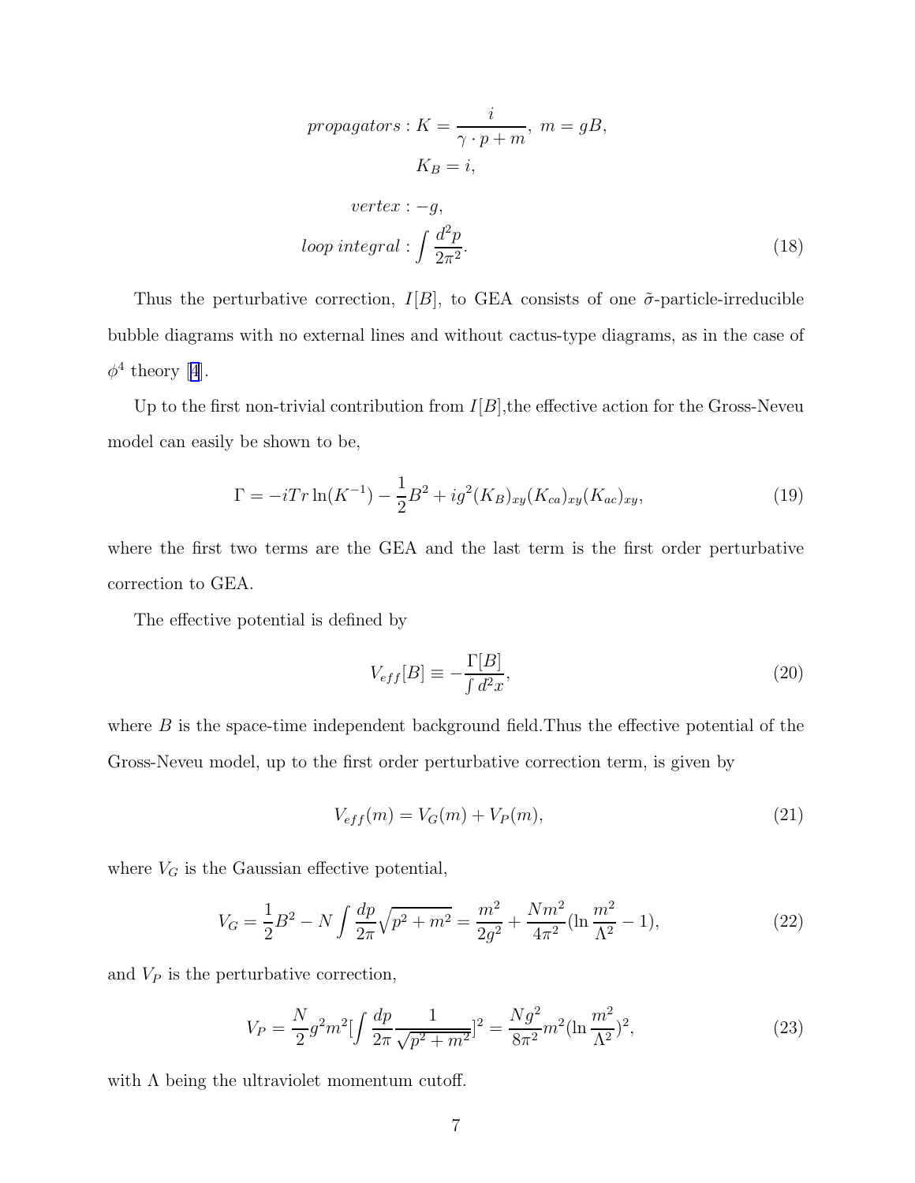$$
\begin{aligned}
propagators &: K = \frac{i}{\gamma \cdot p + m},\ m = gB, \\
& K_B = i, \\
vertex &: -g, \\
loop\ integral &: \int \frac{d^2p}{2\pi^2}.
\end{aligned}
\tag{18}
$$

Thus the perturbative correction, $I[B]$, to GEA consists of one $\tilde{\sigma}$-particle-irreducible bubble diagrams with no external lines and without cactus-type diagrams, as in the case of $\phi^4$ theory [4].

Up to the first non-trivial contribution from $I[B]$,the effective action for the Gross-Neveu model can easily be shown to be,

$$
\Gamma = -iTr\ln(K^{-1}) - \frac{1}{2}B^2 + ig^2(K_B)_{xy}(K_{ca})_{xy}(K_{ac})_{xy}, \tag{19}
$$

where the first two terms are the GEA and the last term is the first order perturbative correction to GEA.

The effective potential is defined by

$$
V_{eff}[B] \equiv -\frac{\Gamma[B]}{\int d^2x}, \tag{20}
$$

where $B$ is the space-time independent background field.Thus the effective potential of the Gross-Neveu model, up to the first order perturbative correction term, is given by

$$
V_{eff}(m) = V_G(m) + V_P(m), \tag{21}
$$

where $V_G$ is the Gaussian effective potential,

$$
V_G = \frac{1}{2}B^2 - N\int \frac{dp}{2\pi}\sqrt{p^2+m^2} = \frac{m^2}{2g^2} + \frac{Nm^2}{4\pi^2}(\ln\frac{m^2}{\Lambda^2} - 1), \tag{22}
$$

and $V_P$ is the perturbative correction,

$$
V_P = \frac{N}{2}g^2m^2[\int \frac{dp}{2\pi}\frac{1}{\sqrt{p^2+m^2}}]^2 = \frac{Ng^2}{8\pi^2}m^2(\ln\frac{m^2}{\Lambda^2})^2, \tag{23}
$$

with $\Lambda$ being the ultraviolet momentum cutoff.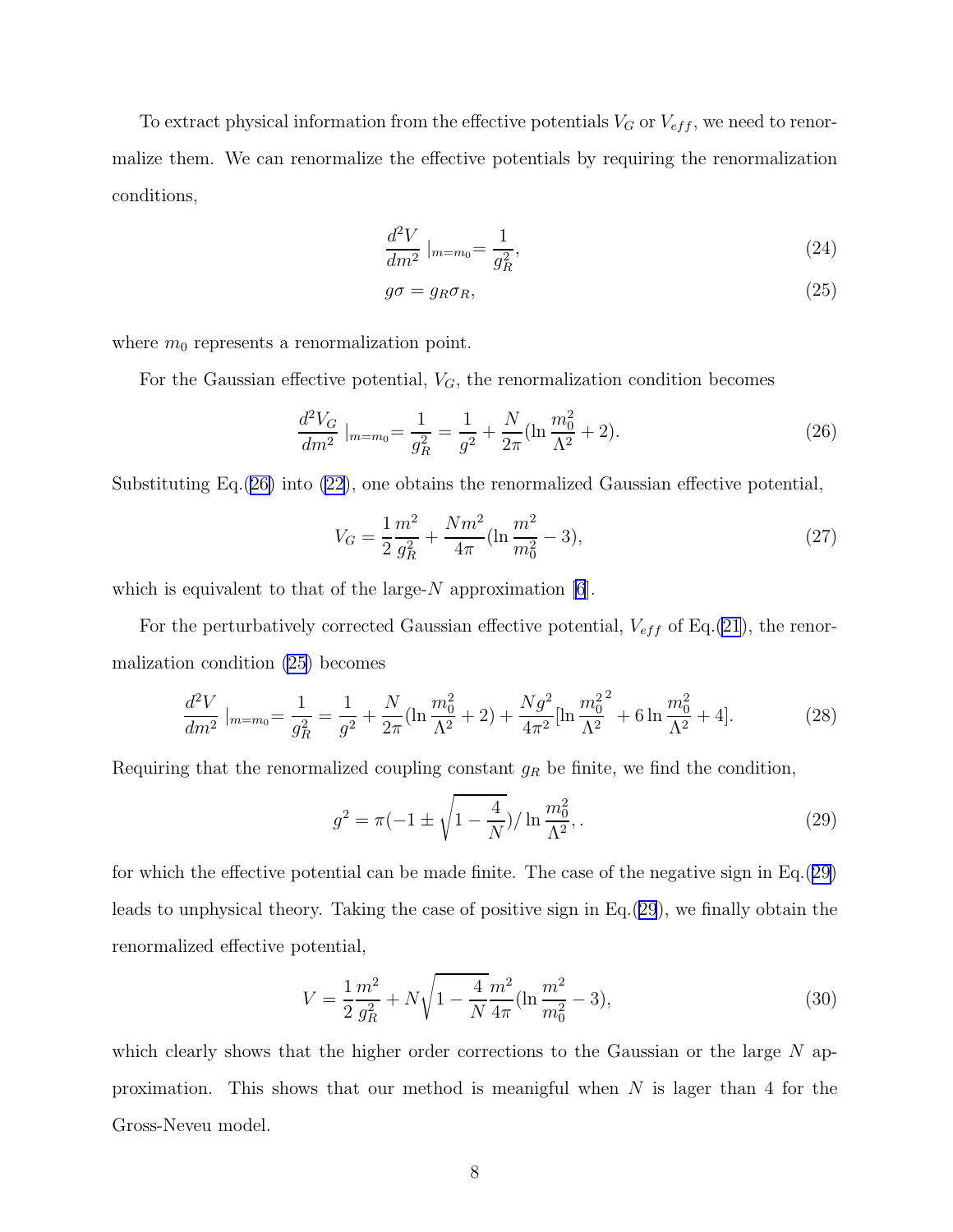To extract physical information from the effective potentials $V_G$ or $V_{eff}$, we need to renormalize them. We can renormalize the effective potentials by requiring the renormalization conditions,

$$\frac{d^2V}{dm^2}\mid_{m=m_0} = \frac{1}{g_R^2}, \tag{24}$$

$$g\sigma = g_R \sigma_R, \tag{25}$$

where $m_0$ represents a renormalization point.

For the Gaussian effective potential, $V_G$, the renormalization condition becomes

$$\frac{d^2V_G}{dm^2}\mid_{m=m_0} = \frac{1}{g_R^2} = \frac{1}{g^2} + \frac{N}{2\pi}(\ln\frac{m_0^2}{\Lambda^2} + 2). \tag{26}$$

Substituting Eq.(26) into (22), one obtains the renormalized Gaussian effective potential,

$$V_G = \frac{1}{2}\frac{m^2}{g_R^2} + \frac{Nm^2}{4\pi}(\ln\frac{m^2}{m_0^2} - 3), \tag{27}$$

which is equivalent to that of the large-$N$ approximation [6].

For the perturbatively corrected Gaussian effective potential, $V_{eff}$ of Eq.(21), the renormalization condition (25) becomes

$$\frac{d^2V}{dm^2}\mid_{m=m_0} = \frac{1}{g_R^2} = \frac{1}{g^2} + \frac{N}{2\pi}(\ln\frac{m_0^2}{\Lambda^2} + 2) + \frac{Ng^2}{4\pi^2}[\ln\frac{m_0^2}{\Lambda^2}^2 + 6\ln\frac{m_0^2}{\Lambda^2} + 4]. \tag{28}$$

Requiring that the renormalized coupling constant $g_R$ be finite, we find the condition,

$$g^2 = \pi(-1 \pm \sqrt{1 - \frac{4}{N}})/\ln\frac{m_0^2}{\Lambda^2},. \tag{29}$$

for which the effective potential can be made finite. The case of the negative sign in Eq.(29) leads to unphysical theory. Taking the case of positive sign in Eq.(29), we finally obtain the renormalized effective potential,

$$V = \frac{1}{2}\frac{m^2}{g_R^2} + N\sqrt{1 - \frac{4}{N}}\frac{m^2}{4\pi}(\ln\frac{m^2}{m_0^2} - 3), \tag{30}$$

which clearly shows that the higher order corrections to the Gaussian or the large $N$ approximation. This shows that our method is meanigful when $N$ is lager than 4 for the Gross-Neveu model.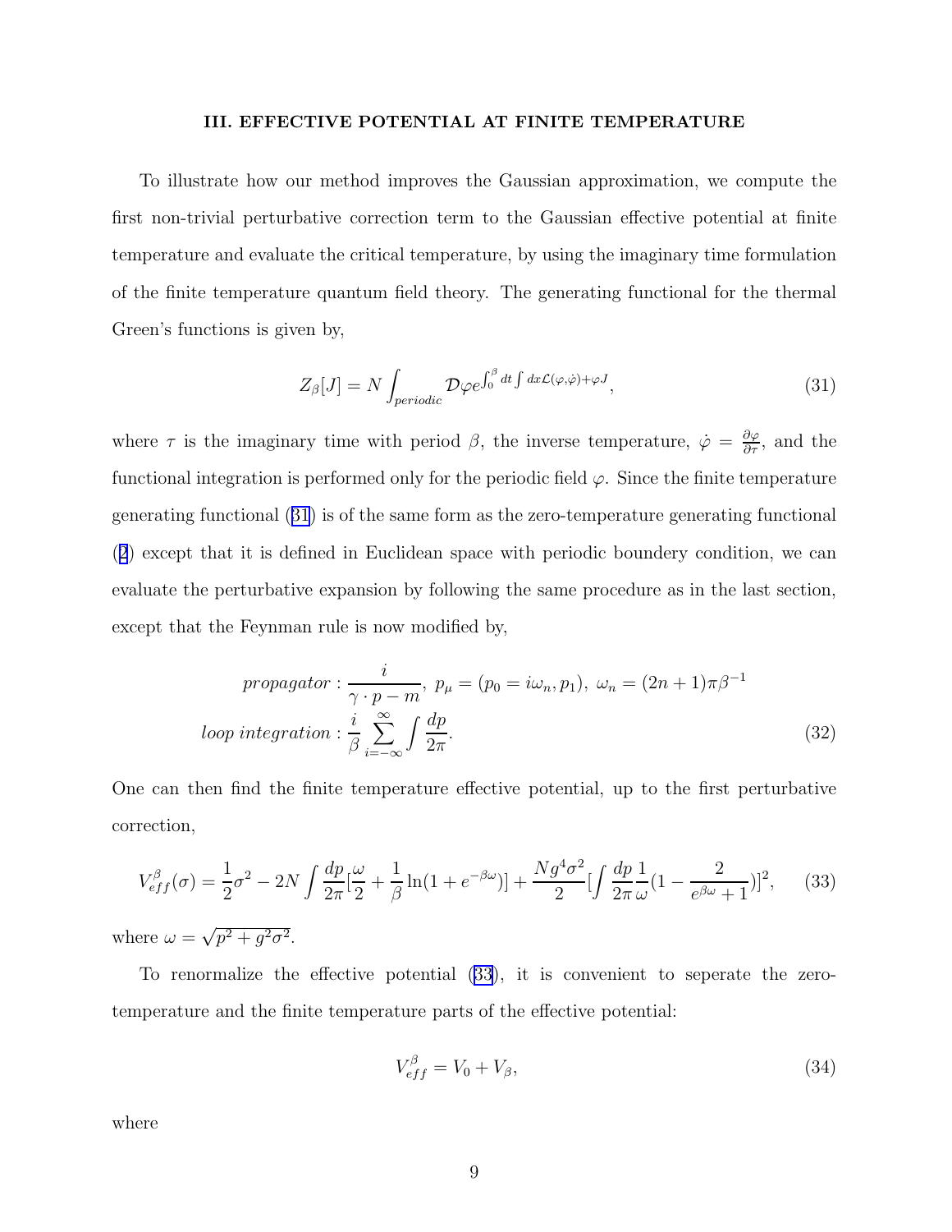### III. EFFECTIVE POTENTIAL AT FINITE TEMPERATURE

To illustrate how our method improves the Gaussian approximation, we compute the first non-trivial perturbative correction term to the Gaussian effective potential at finite temperature and evaluate the critical temperature, by using the imaginary time formulation of the finite temperature quantum field theory. The generating functional for the thermal Green's functions is given by,

$$Z_\beta[J] = N \int_{periodic} \mathcal{D}\varphi e^{\int_0^\beta dt \int dx \mathcal{L}(\varphi,\dot{\varphi}) + \varphi J}, \tag{31}$$

where $\tau$ is the imaginary time with period $\beta$, the inverse temperature, $\dot{\varphi} = \frac{\partial \varphi}{\partial \tau}$, and the functional integration is performed only for the periodic field $\varphi$. Since the finite temperature generating functional (31) is of the same form as the zero-temperature generating functional (2) except that it is defined in Euclidean space with periodic boundery condition, we can evaluate the perturbative expansion by following the same procedure as in the last section, except that the Feynman rule is now modified by,

$$\begin{aligned}
propagator &: \frac{i}{\gamma \cdot p - m},\ p_\mu = (p_0 = i\omega_n, p_1),\ \omega_n = (2n+1)\pi\beta^{-1} \\
loop\ integration &: \frac{i}{\beta} \sum_{i=-\infty}^{\infty} \int \frac{dp}{2\pi}.
\end{aligned} \tag{32}$$

One can then find the finite temperature effective potential, up to the first perturbative correction,

$$V_{eff}^\beta(\sigma) = \frac{1}{2}\sigma^2 - 2N \int \frac{dp}{2\pi} [\frac{\omega}{2} + \frac{1}{\beta} \ln(1 + e^{-\beta\omega})] + \frac{Ng^4\sigma^2}{2} [\int \frac{dp}{2\pi} \frac{1}{\omega} (1 - \frac{2}{e^{\beta\omega} + 1})]^2, \tag{33}$$

where $\omega = \sqrt{p^2 + g^2\sigma^2}$.

To renormalize the effective potential (33), it is convenient to seperate the zero-temperature and the finite temperature parts of the effective potential:

$$V_{eff}^\beta = V_0 + V_\beta, \tag{34}$$

where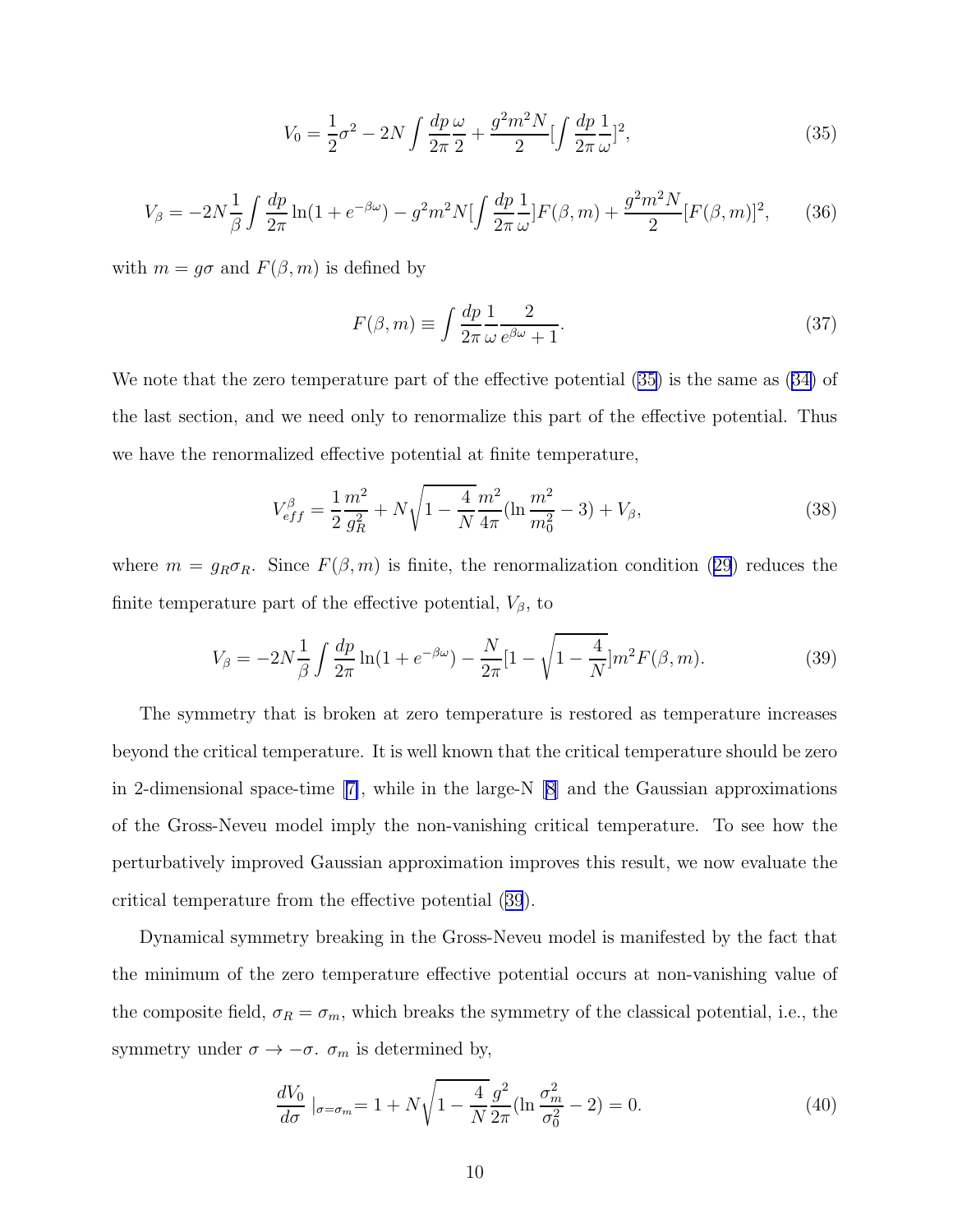$$V_0 = \frac{1}{2}\sigma^2 - 2N\int \frac{dp}{2\pi}\frac{\omega}{2} + \frac{g^2 m^2 N}{2}[\int \frac{dp}{2\pi}\frac{1}{\omega}]^2, \tag{35}$$

$$V_\beta = -2N\frac{1}{\beta}\int \frac{dp}{2\pi}\ln(1+e^{-\beta\omega}) - g^2 m^2 N[\int \frac{dp}{2\pi}\frac{1}{\omega}]F(\beta,m) + \frac{g^2 m^2 N}{2}[F(\beta,m)]^2, \tag{36}$$

with $m = g\sigma$ and $F(\beta, m)$ is defined by

$$F(\beta,m) \equiv \int \frac{dp}{2\pi}\frac{1}{\omega}\frac{2}{e^{\beta\omega}+1}. \tag{37}$$

We note that the zero temperature part of the effective potential (35) is the same as (34) of the last section, and we need only to renormalize this part of the effective potential. Thus we have the renormalized effective potential at finite temperature,

$$V^\beta_{eff} = \frac{1}{2}\frac{m^2}{g_R^2} + N\sqrt{1-\frac{4}{N}}\frac{m^2}{4\pi}(\ln\frac{m^2}{m_0^2} - 3) + V_\beta, \tag{38}$$

where $m = g_R\sigma_R$. Since $F(\beta, m)$ is finite, the renormalization condition (29) reduces the finite temperature part of the effective potential, $V_\beta$, to

$$V_\beta = -2N\frac{1}{\beta}\int \frac{dp}{2\pi}\ln(1+e^{-\beta\omega}) - \frac{N}{2\pi}[1-\sqrt{1-\frac{4}{N}}]m^2 F(\beta,m). \tag{39}$$

The symmetry that is broken at zero temperature is restored as temperature increases beyond the critical temperature. It is well known that the critical temperature should be zero in 2-dimensional space-time [7], while in the large-N [8] and the Gaussian approximations of the Gross-Neveu model imply the non-vanishing critical temperature. To see how the perturbatively improved Gaussian approximation improves this result, we now evaluate the critical temperature from the effective potential (39).

Dynamical symmetry breaking in the Gross-Neveu model is manifested by the fact that the minimum of the zero temperature effective potential occurs at non-vanishing value of the composite field, $\sigma_R = \sigma_m$, which breaks the symmetry of the classical potential, i.e., the symmetry under $\sigma \to -\sigma$. $\sigma_m$ is determined by,

$$\frac{dV_0}{d\sigma}\mid_{\sigma=\sigma_m} = 1 + N\sqrt{1-\frac{4}{N}}\frac{g^2}{2\pi}(\ln\frac{\sigma_m^2}{\sigma_0^2} - 2) = 0. \tag{40}$$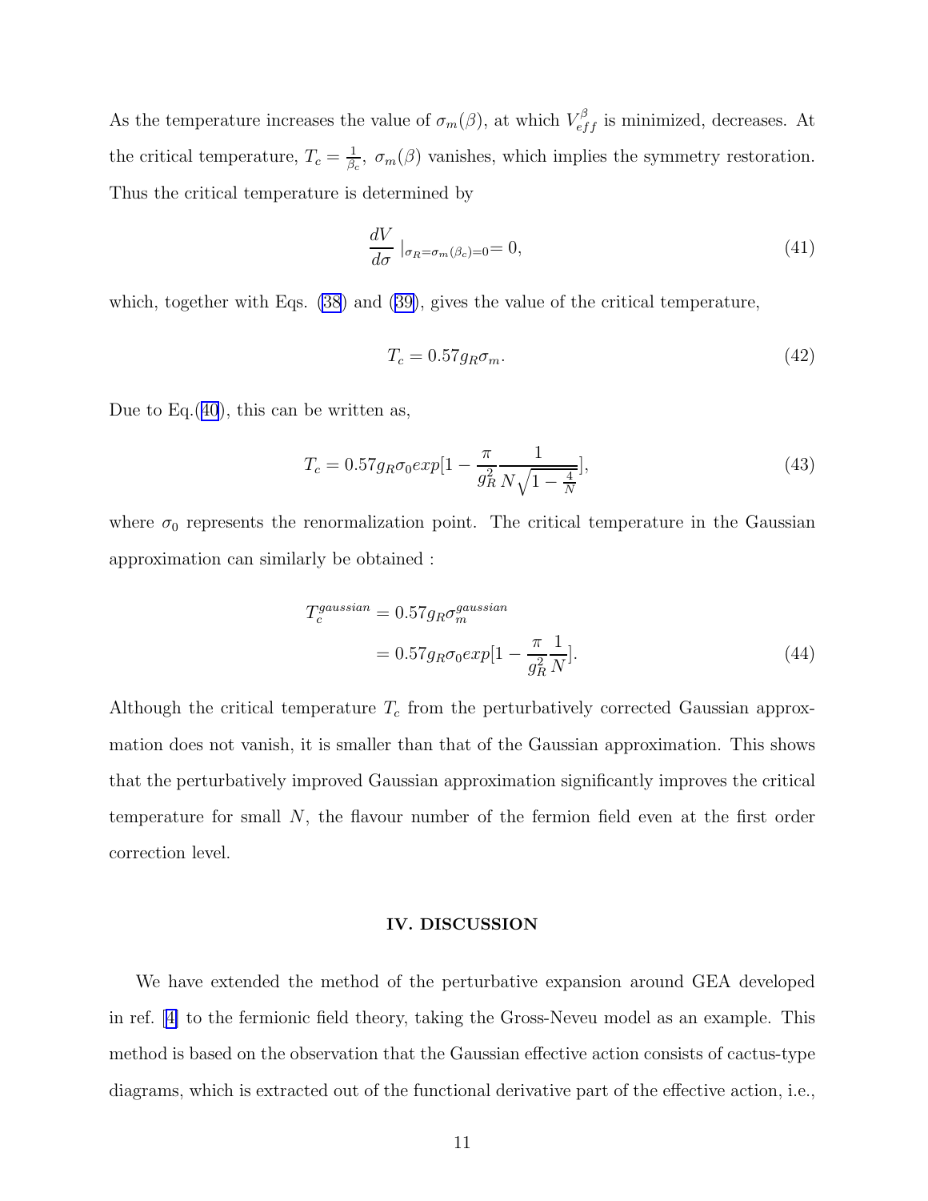As the temperature increases the value of $\sigma_m(\beta)$, at which $V_{eff}^{\beta}$ is minimized, decreases. At the critical temperature, $T_c = \frac{1}{\beta_c}$, $\sigma_m(\beta)$ vanishes, which implies the symmetry restoration. Thus the critical temperature is determined by

$$\frac{dV}{d\sigma} \mid_{\sigma_R=\sigma_m(\beta_c)=0} = 0, \tag{41}$$

which, together with Eqs. (38) and (39), gives the value of the critical temperature,

$$T_c = 0.57 g_R \sigma_m. \tag{42}$$

Due to Eq.(40), this can be written as,

$$T_c = 0.57 g_R \sigma_0 exp[1 - \frac{\pi}{g_R^2} \frac{1}{N\sqrt{1-\frac{4}{N}}}], \tag{43}$$

where $\sigma_0$ represents the renormalization point. The critical temperature in the Gaussian approximation can similarly be obtained :

$$\begin{aligned} T_c^{gaussian} &= 0.57 g_R \sigma_m^{gaussian} \\ &= 0.57 g_R \sigma_0 exp[1 - \frac{\pi}{g_R^2} \frac{1}{N}]. \end{aligned} \tag{44}$$

Although the critical temperature $T_c$ from the perturbatively corrected Gaussian approximation does not vanish, it is smaller than that of the Gaussian approximation. This shows that the perturbatively improved Gaussian approximation significantly improves the critical temperature for small $N$, the flavour number of the fermion field even at the first order correction level.

## IV. DISCUSSION

We have extended the method of the perturbative expansion around GEA developed in ref. [4] to the fermionic field theory, taking the Gross-Neveu model as an example. This method is based on the observation that the Gaussian effective action consists of cactus-type diagrams, which is extracted out of the functional derivative part of the effective action, i.e.,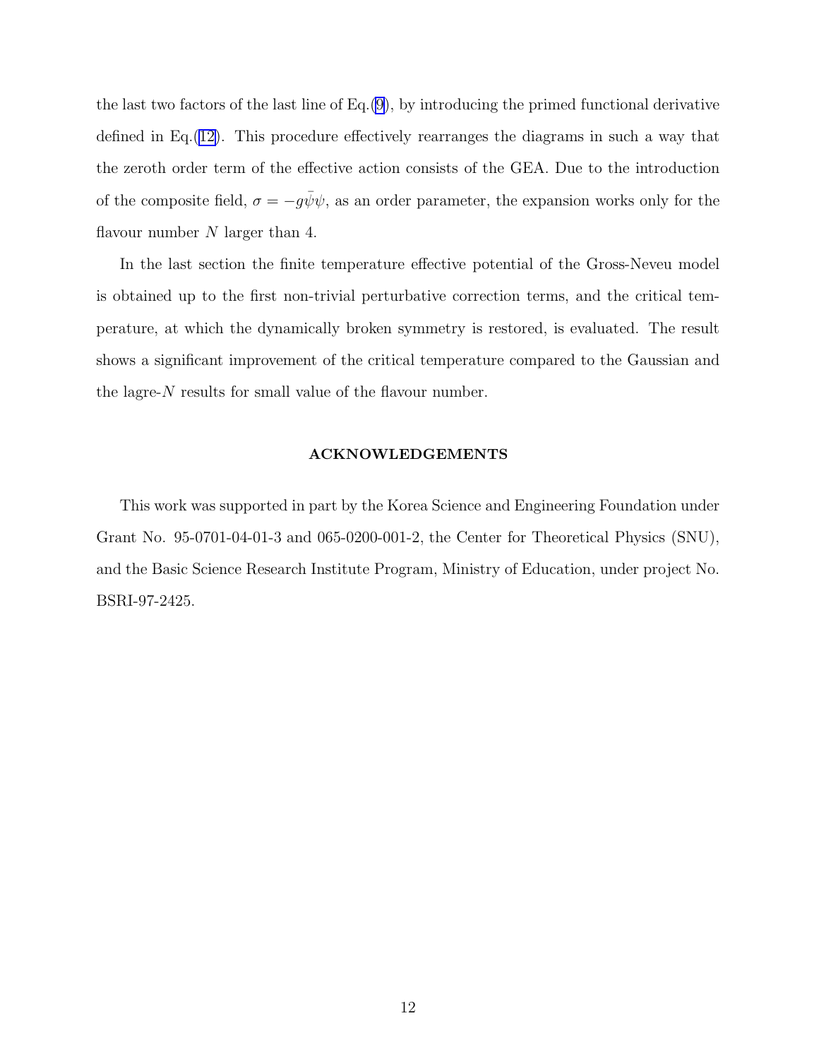the last two factors of the last line of Eq.(9), by introducing the primed functional derivative defined in Eq.(12). This procedure effectively rearranges the diagrams in such a way that the zeroth order term of the effective action consists of the GEA. Due to the introduction of the composite field, $\sigma = -g\bar{\psi}\psi$, as an order parameter, the expansion works only for the flavour number $N$ larger than 4.

In the last section the finite temperature effective potential of the Gross-Neveu model is obtained up to the first non-trivial perturbative correction terms, and the critical temperature, at which the dynamically broken symmetry is restored, is evaluated. The result shows a significant improvement of the critical temperature compared to the Gaussian and the lagre-$N$ results for small value of the flavour number.

## ACKNOWLEDGEMENTS

This work was supported in part by the Korea Science and Engineering Foundation under Grant No. 95-0701-04-01-3 and 065-0200-001-2, the Center for Theoretical Physics (SNU), and the Basic Science Research Institute Program, Ministry of Education, under project No. BSRI-97-2425.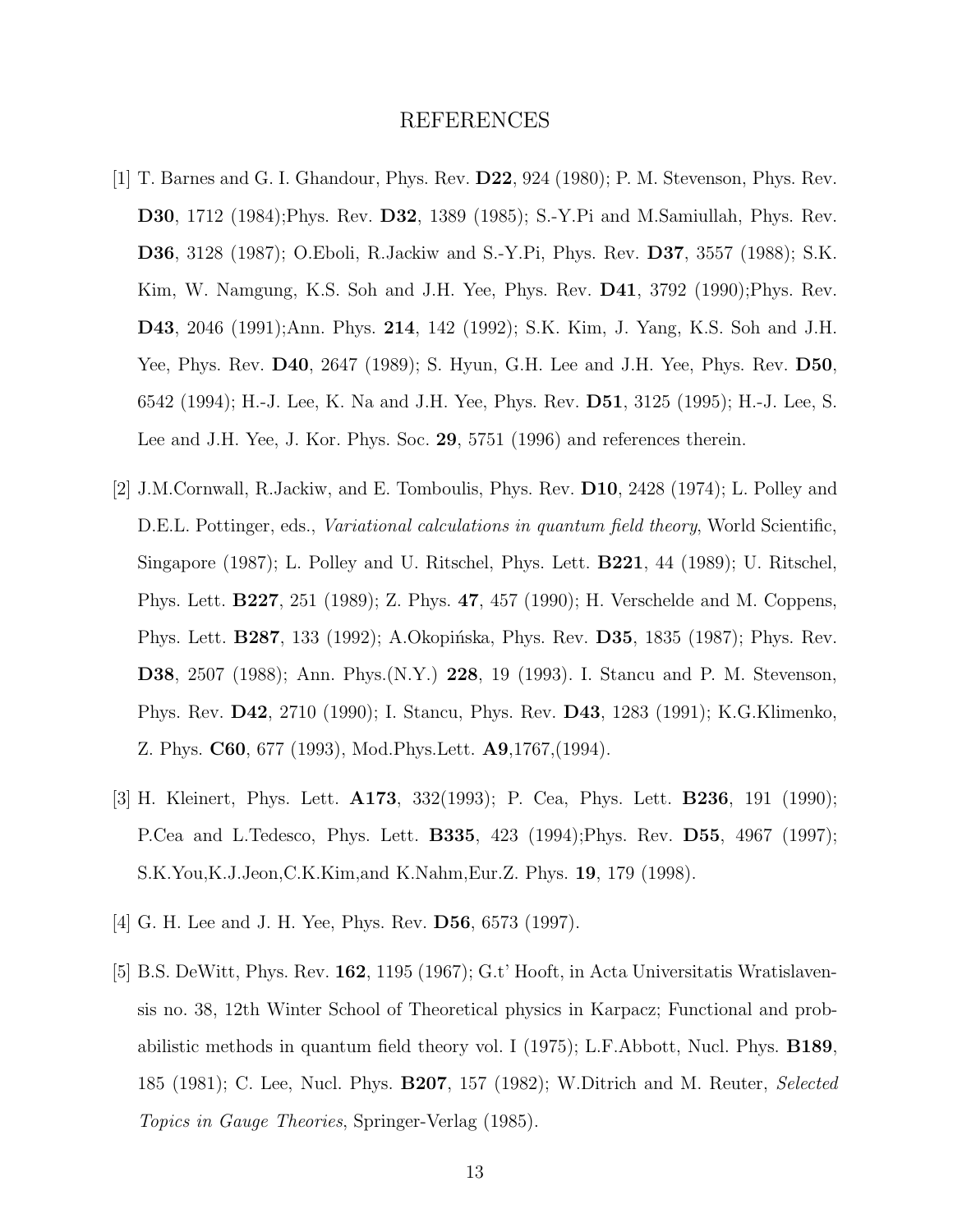# REFERENCES

[1] T. Barnes and G. I. Ghandour, Phys. Rev. **D22**, 924 (1980); P. M. Stevenson, Phys. Rev. **D30**, 1712 (1984);Phys. Rev. **D32**, 1389 (1985); S.-Y.Pi and M.Samiullah, Phys. Rev. **D36**, 3128 (1987); O.Eboli, R.Jackiw and S.-Y.Pi, Phys. Rev. **D37**, 3557 (1988); S.K. Kim, W. Namgung, K.S. Soh and J.H. Yee, Phys. Rev. **D41**, 3792 (1990);Phys. Rev. **D43**, 2046 (1991);Ann. Phys. **214**, 142 (1992); S.K. Kim, J. Yang, K.S. Soh and J.H. Yee, Phys. Rev. **D40**, 2647 (1989); S. Hyun, G.H. Lee and J.H. Yee, Phys. Rev. **D50**, 6542 (1994); H.-J. Lee, K. Na and J.H. Yee, Phys. Rev. **D51**, 3125 (1995); H.-J. Lee, S. Lee and J.H. Yee, J. Kor. Phys. Soc. **29**, 5751 (1996) and references therein.

[2] J.M.Cornwall, R.Jackiw, and E. Tomboulis, Phys. Rev. **D10**, 2428 (1974); L. Polley and D.E.L. Pottinger, eds., *Variational calculations in quantum field theory*, World Scientific, Singapore (1987); L. Polley and U. Ritschel, Phys. Lett. **B221**, 44 (1989); U. Ritschel, Phys. Lett. **B227**, 251 (1989); Z. Phys. **47**, 457 (1990); H. Verschelde and M. Coppens, Phys. Lett. **B287**, 133 (1992); A.Okopińska, Phys. Rev. **D35**, 1835 (1987); Phys. Rev. **D38**, 2507 (1988); Ann. Phys.(N.Y.) **228**, 19 (1993). I. Stancu and P. M. Stevenson, Phys. Rev. **D42**, 2710 (1990); I. Stancu, Phys. Rev. **D43**, 1283 (1991); K.G.Klimenko, Z. Phys. **C60**, 677 (1993), Mod.Phys.Lett. **A9**,1767,(1994).

[3] H. Kleinert, Phys. Lett. **A173**, 332(1993); P. Cea, Phys. Lett. **B236**, 191 (1990); P.Cea and L.Tedesco, Phys. Lett. **B335**, 423 (1994);Phys. Rev. **D55**, 4967 (1997); S.K.You,K.J.Jeon,C.K.Kim,and K.Nahm,Eur.Z. Phys. **19**, 179 (1998).

[4] G. H. Lee and J. H. Yee, Phys. Rev. **D56**, 6573 (1997).

[5] B.S. DeWitt, Phys. Rev. **162**, 1195 (1967); G.t' Hooft, in Acta Universitatis Wratislavensis no. 38, 12th Winter School of Theoretical physics in Karpacz; Functional and probabilistic methods in quantum field theory vol. I (1975); L.F.Abbott, Nucl. Phys. **B189**, 185 (1981); C. Lee, Nucl. Phys. **B207**, 157 (1982); W.Ditrich and M. Reuter, *Selected Topics in Gauge Theories*, Springer-Verlag (1985).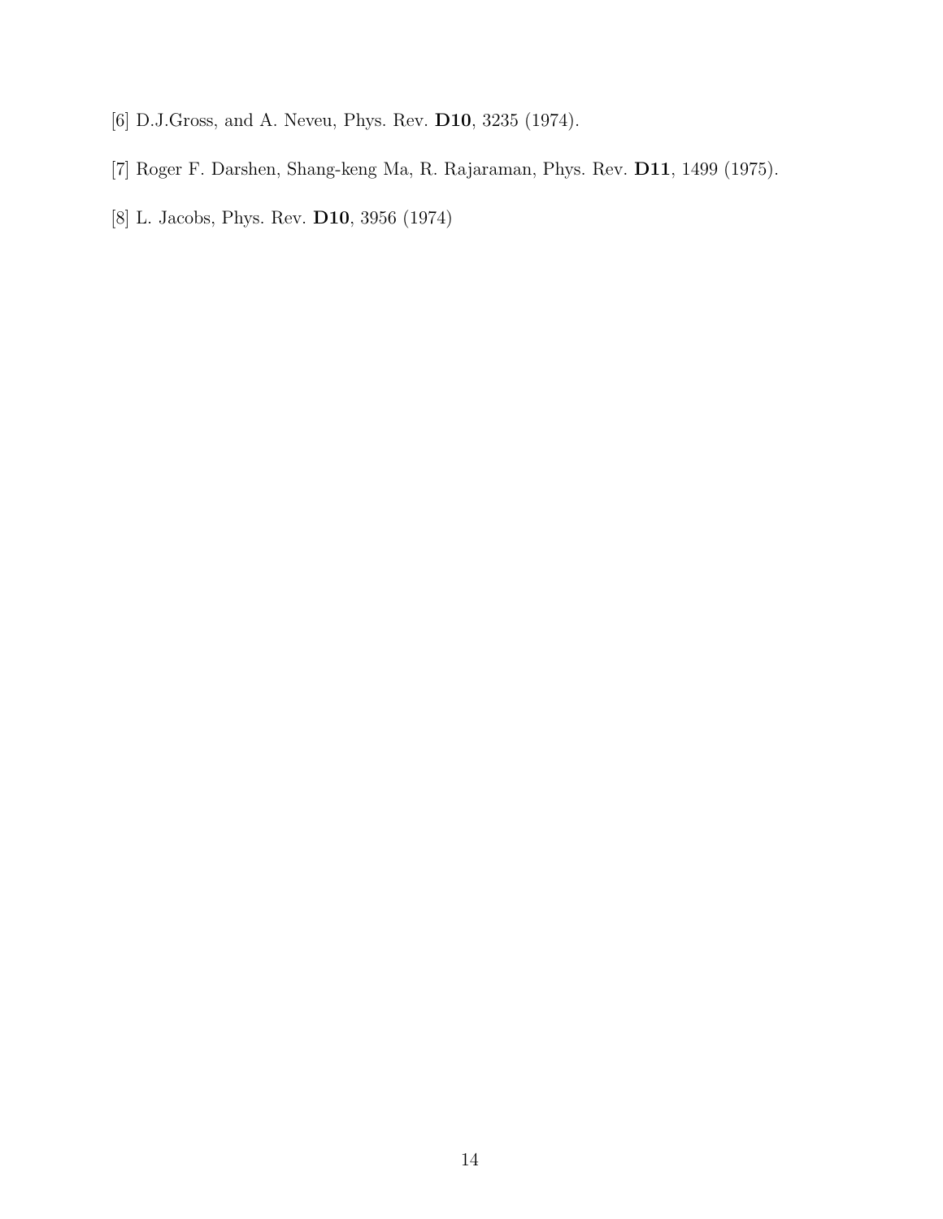[6] D.J.Gross, and A. Neveu, Phys. Rev. **D10**, 3235 (1974).

[7] Roger F. Darshen, Shang-keng Ma, R. Rajaraman, Phys. Rev. **D11**, 1499 (1975).

[8] L. Jacobs, Phys. Rev. **D10**, 3956 (1974)